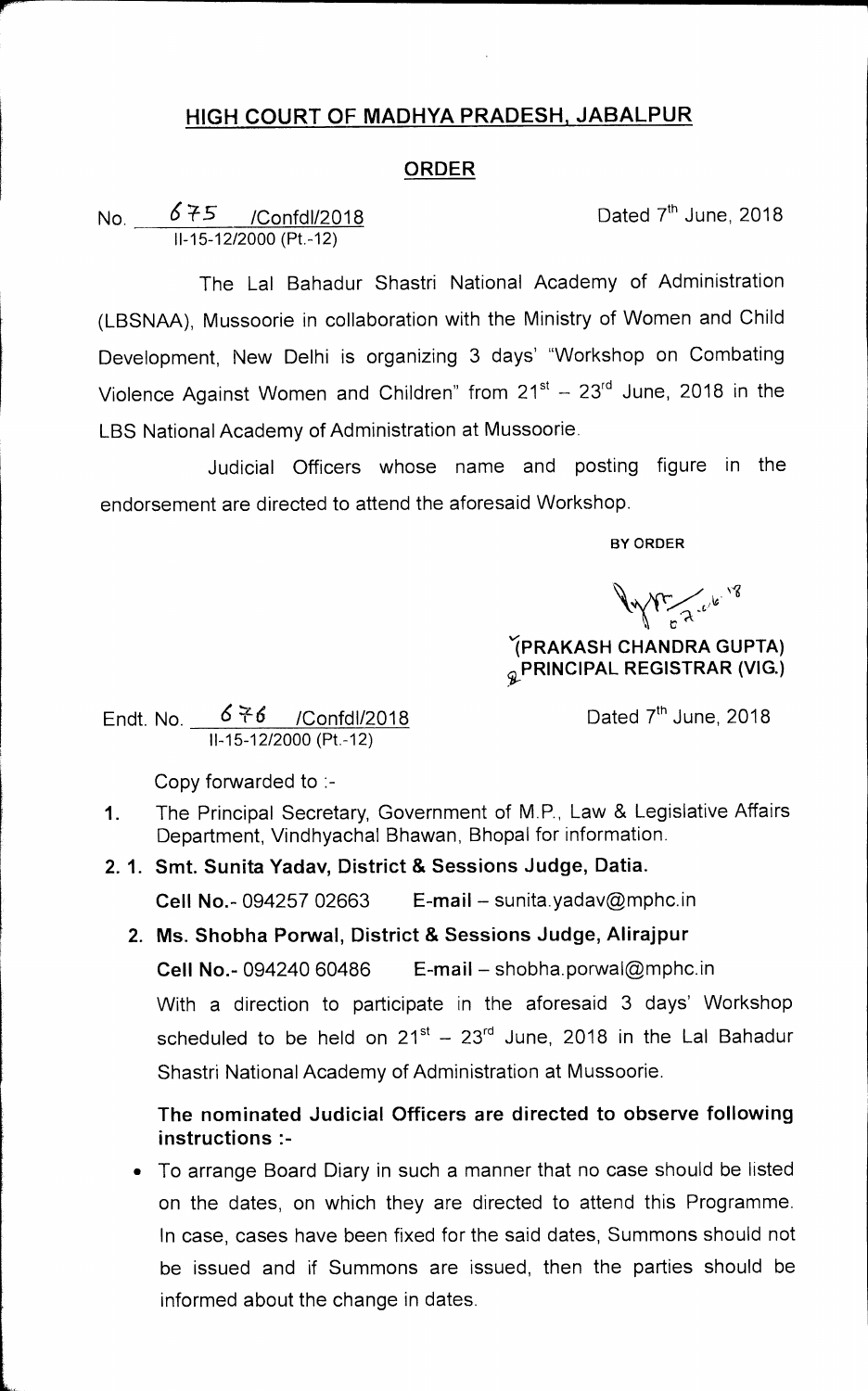# HIGH COURT OF MADHYA PRADESH, JABALPUR

## ORDER

No. 675 /Confdl/2018
II-15-12/2000 (Pt.-12)

Dated 7th June, 2018

The Lal Bahadur Shastri National Academy of Administration (LBSNAA), Mussoorie in collaboration with the Ministry of Women and Child Development, New Delhi is organizing 3 days' "Workshop on Combating Violence Against Women and Children" from 21st – 23rd June, 2018 in the LBS National Academy of Administration at Mussoorie.

Judicial Officers whose name and posting figure in the endorsement are directed to attend the aforesaid Workshop.

BY ORDER

**(PRAKASH CHANDRA GUPTA)**
**PRINCIPAL REGISTRAR (VIG.)**

Endt. No. 676 /Confdl/2018
II-15-12/2000 (Pt.-12)

Dated 7th June, 2018

Copy forwarded to :-

1. The Principal Secretary, Government of M.P., Law & Legislative Affairs Department, Vindhyachal Bhawan, Bhopal for information.
2. 1. **Smt. Sunita Yadav, District & Sessions Judge, Datia.**
   **Cell No.**- 094257 02663 **E-mail** – sunita.yadav@mphc.in
   2. **Ms. Shobha Porwal, District & Sessions Judge, Alirajpur**
   **Cell No.**- 094240 60486 **E-mail** – shobha.porwal@mphc.in

   With a direction to participate in the aforesaid 3 days' Workshop scheduled to be held on 21st – 23rd June, 2018 in the Lal Bahadur Shastri National Academy of Administration at Mussoorie.

**The nominated Judicial Officers are directed to observe following instructions :-**

- To arrange Board Diary in such a manner that no case should be listed on the dates, on which they are directed to attend this Programme. In case, cases have been fixed for the said dates, Summons should not be issued and if Summons are issued, then the parties should be informed about the change in dates.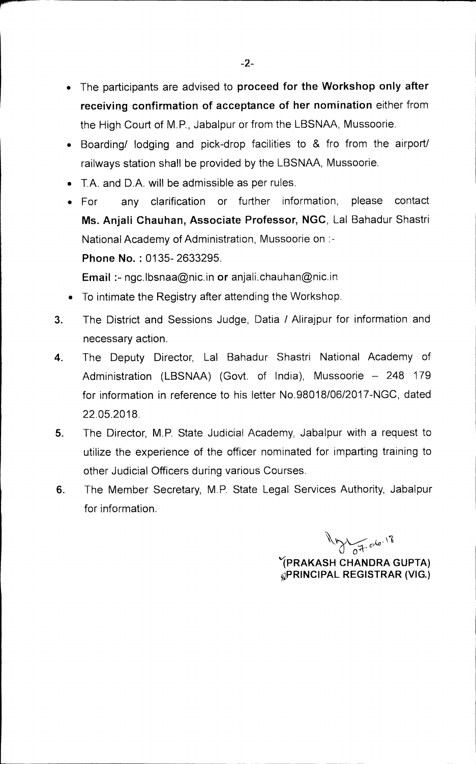- The participants are advised to **proceed for the Workshop only after receiving confirmation of acceptance of her nomination** either from the High Court of M.P., Jabalpur or from the LBSNAA, Mussoorie.
- Boarding/ lodging and pick-drop facilities to & fro from the airport/ railways station shall be provided by the LBSNAA, Mussoorie.
- T.A. and D.A. will be admissible as per rules.
- For any clarification or further information, please contact **Ms. Anjali Chauhan, Associate Professor, NGC**, Lal Bahadur Shastri National Academy of Administration, Mussoorie on :-

  **Phone No. :** 0135- 2633295.

  **Email :-** ngc.lbsnaa@nic.in **or** anjali.chauhan@nic.in
- To intimate the Registry after attending the Workshop.

3. The District and Sessions Judge, Datia / Alirajpur for information and necessary action.
4. The Deputy Director, Lal Bahadur Shastri National Academy of Administration (LBSNAA) (Govt. of India), Mussoorie – 248 179 for information in reference to his letter No.98018/06/2017-NGC, dated 22.05.2018.
5. The Director, M.P. State Judicial Academy, Jabalpur with a request to utilize the experience of the officer nominated for imparting training to other Judicial Officers during various Courses.
6. The Member Secretary, M.P. State Legal Services Authority, Jabalpur for information.

07.06.18

**(PRAKASH CHANDRA GUPTA)**
**PRINCIPAL REGISTRAR (VIG.)**